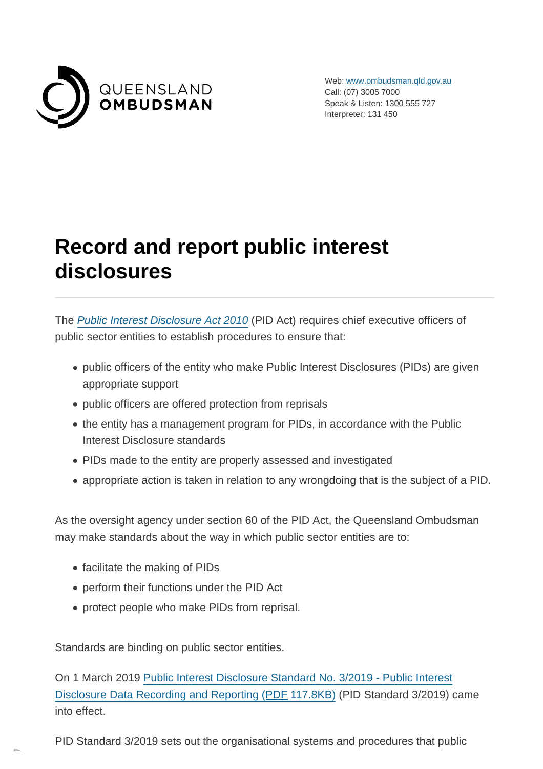QUEENSLAND OMBUDSMAN

Web: www.ombudsman.qld.gov.au
Call: (07) 3005 7000
Speak & Listen: 1300 555 727
Interpreter: 131 450

# Record and report public interest disclosures

The *Public Interest Disclosure Act 2010* (PID Act) requires chief executive officers of public sector entities to establish procedures to ensure that:

- public officers of the entity who make Public Interest Disclosures (PIDs) are given appropriate support
- public officers are offered protection from reprisals
- the entity has a management program for PIDs, in accordance with the Public Interest Disclosure standards
- PIDs made to the entity are properly assessed and investigated
- appropriate action is taken in relation to any wrongdoing that is the subject of a PID.

As the oversight agency under section 60 of the PID Act, the Queensland Ombudsman may make standards about the way in which public sector entities are to:

- facilitate the making of PIDs
- perform their functions under the PID Act
- protect people who make PIDs from reprisal.

Standards are binding on public sector entities.

On 1 March 2019 Public Interest Disclosure Standard No. 3/2019 - Public Interest Disclosure Data Recording and Reporting (PDF 117.8KB) (PID Standard 3/2019) came into effect.

PID Standard 3/2019 sets out the organisational systems and procedures that public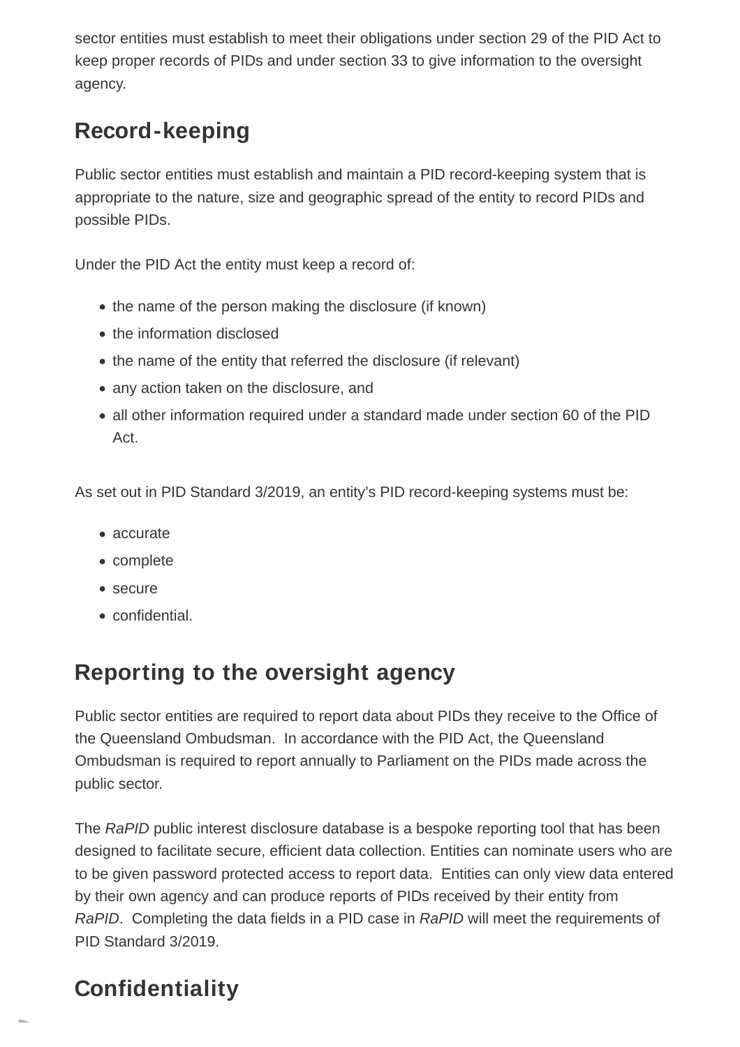sector entities must establish to meet their obligations under section 29 of the PID Act to keep proper records of PIDs and under section 33 to give information to the oversight agency.

## Record-keeping

Public sector entities must establish and maintain a PID record-keeping system that is appropriate to the nature, size and geographic spread of the entity to record PIDs and possible PIDs.

Under the PID Act the entity must keep a record of:

- the name of the person making the disclosure (if known)
- the information disclosed
- the name of the entity that referred the disclosure (if relevant)
- any action taken on the disclosure, and
- all other information required under a standard made under section 60 of the PID Act.

As set out in PID Standard 3/2019, an entity's PID record-keeping systems must be:

- accurate
- complete
- secure
- confidential.

## Reporting to the oversight agency

Public sector entities are required to report data about PIDs they receive to the Office of the Queensland Ombudsman. In accordance with the PID Act, the Queensland Ombudsman is required to report annually to Parliament on the PIDs made across the public sector.

The *RaPID* public interest disclosure database is a bespoke reporting tool that has been designed to facilitate secure, efficient data collection. Entities can nominate users who are to be given password protected access to report data. Entities can only view data entered by their own agency and can produce reports of PIDs received by their entity from *RaPID*. Completing the data fields in a PID case in *RaPID* will meet the requirements of PID Standard 3/2019.

## Confidentiality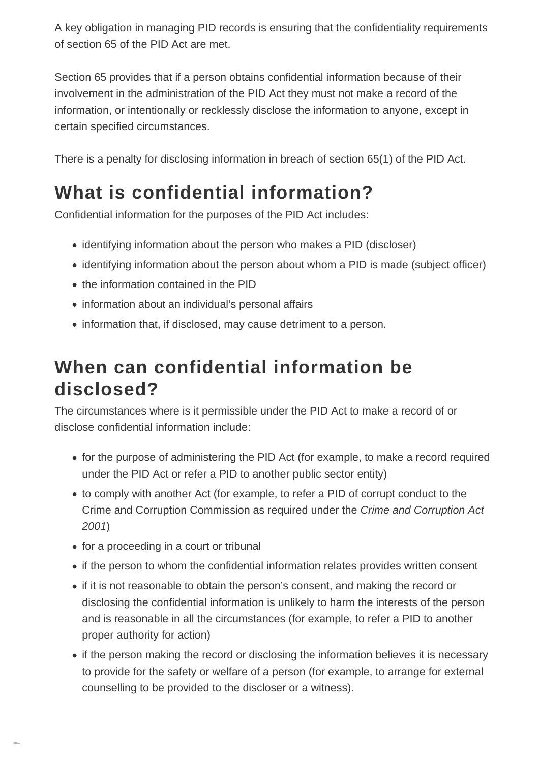A key obligation in managing PID records is ensuring that the confidentiality requirements of section 65 of the PID Act are met.

Section 65 provides that if a person obtains confidential information because of their involvement in the administration of the PID Act they must not make a record of the information, or intentionally or recklessly disclose the information to anyone, except in certain specified circumstances.

There is a penalty for disclosing information in breach of section 65(1) of the PID Act.

## What is confidential information?

Confidential information for the purposes of the PID Act includes:

- identifying information about the person who makes a PID (discloser)
- identifying information about the person about whom a PID is made (subject officer)
- the information contained in the PID
- information about an individual's personal affairs
- information that, if disclosed, may cause detriment to a person.

## When can confidential information be disclosed?

The circumstances where is it permissible under the PID Act to make a record of or disclose confidential information include:

- for the purpose of administering the PID Act (for example, to make a record required under the PID Act or refer a PID to another public sector entity)
- to comply with another Act (for example, to refer a PID of corrupt conduct to the Crime and Corruption Commission as required under the *Crime and Corruption Act 2001*)
- for a proceeding in a court or tribunal
- if the person to whom the confidential information relates provides written consent
- if it is not reasonable to obtain the person's consent, and making the record or disclosing the confidential information is unlikely to harm the interests of the person and is reasonable in all the circumstances (for example, to refer a PID to another proper authority for action)
- if the person making the record or disclosing the information believes it is necessary to provide for the safety or welfare of a person (for example, to arrange for external counselling to be provided to the discloser or a witness).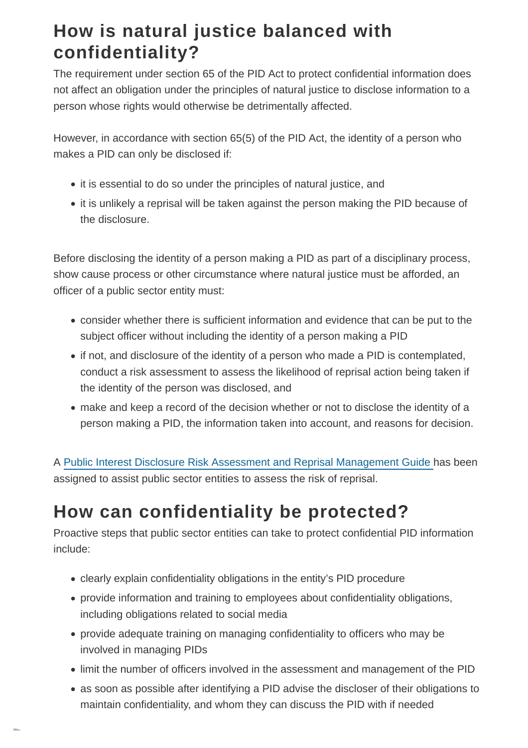## How is natural justice balanced with confidentiality?

The requirement under section 65 of the PID Act to protect confidential information does not affect an obligation under the principles of natural justice to disclose information to a person whose rights would otherwise be detrimentally affected.

However, in accordance with section 65(5) of the PID Act, the identity of a person who makes a PID can only be disclosed if:

- it is essential to do so under the principles of natural justice, and
- it is unlikely a reprisal will be taken against the person making the PID because of the disclosure.

Before disclosing the identity of a person making a PID as part of a disciplinary process, show cause process or other circumstance where natural justice must be afforded, an officer of a public sector entity must:

- consider whether there is sufficient information and evidence that can be put to the subject officer without including the identity of a person making a PID
- if not, and disclosure of the identity of a person who made a PID is contemplated, conduct a risk assessment to assess the likelihood of reprisal action being taken if the identity of the person was disclosed, and
- make and keep a record of the decision whether or not to disclose the identity of a person making a PID, the information taken into account, and reasons for decision.

A Public Interest Disclosure Risk Assessment and Reprisal Management Guide has been assigned to assist public sector entities to assess the risk of reprisal.

## How can confidentiality be protected?

Proactive steps that public sector entities can take to protect confidential PID information include:

- clearly explain confidentiality obligations in the entity's PID procedure
- provide information and training to employees about confidentiality obligations, including obligations related to social media
- provide adequate training on managing confidentiality to officers who may be involved in managing PIDs
- limit the number of officers involved in the assessment and management of the PID
- as soon as possible after identifying a PID advise the discloser of their obligations to maintain confidentiality, and whom they can discuss the PID with if needed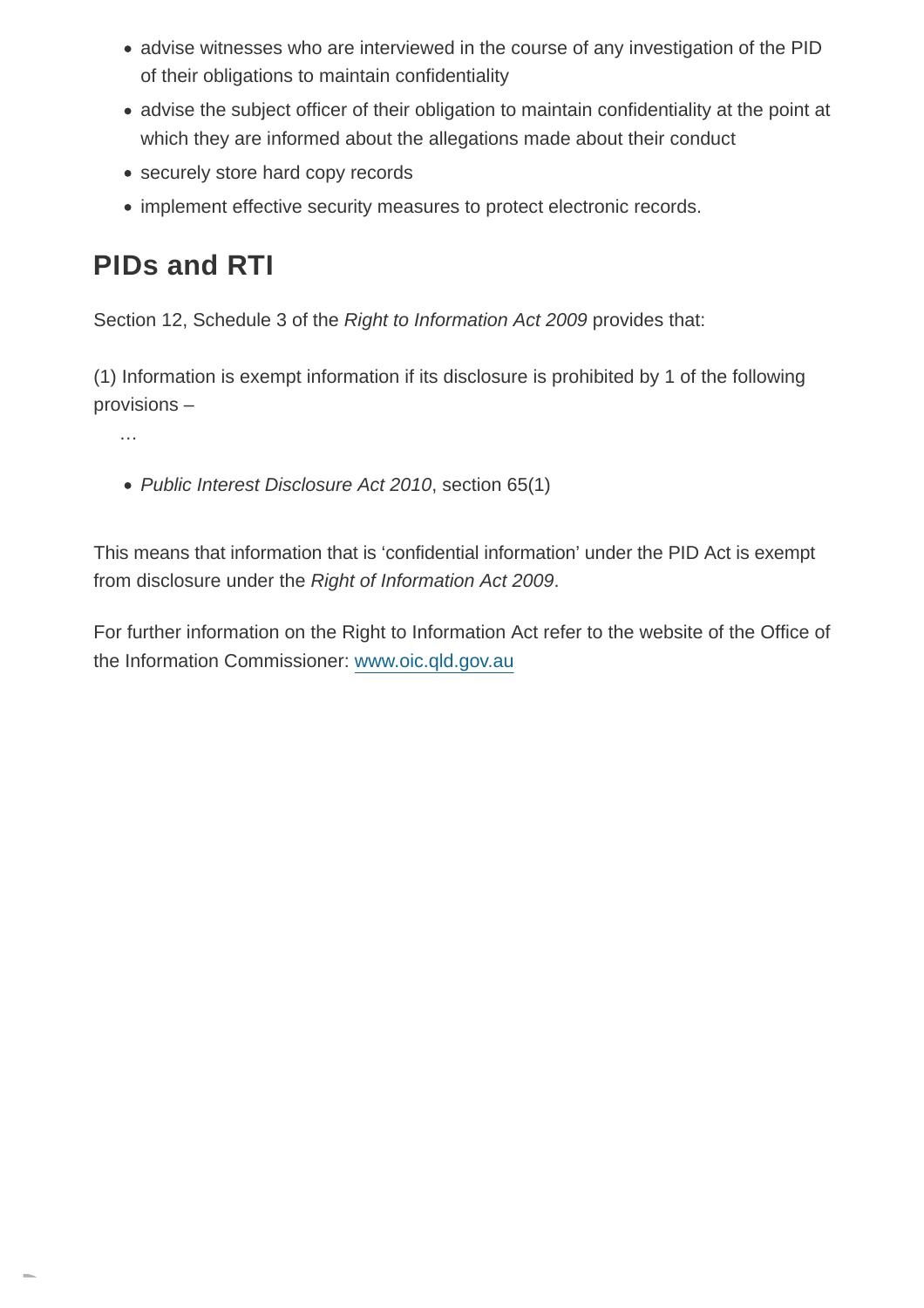- advise witnesses who are interviewed in the course of any investigation of the PID of their obligations to maintain confidentiality
- advise the subject officer of their obligation to maintain confidentiality at the point at which they are informed about the allegations made about their conduct
- securely store hard copy records
- implement effective security measures to protect electronic records.

## PIDs and RTI

Section 12, Schedule 3 of the *Right to Information Act 2009* provides that:

(1) Information is exempt information if its disclosure is prohibited by 1 of the following provisions –

…

- *Public Interest Disclosure Act 2010*, section 65(1)

This means that information that is 'confidential information' under the PID Act is exempt from disclosure under the *Right of Information Act 2009*.

For further information on the Right to Information Act refer to the website of the Office of the Information Commissioner: [www.oic.qld.gov.au](http://www.oic.qld.gov.au)